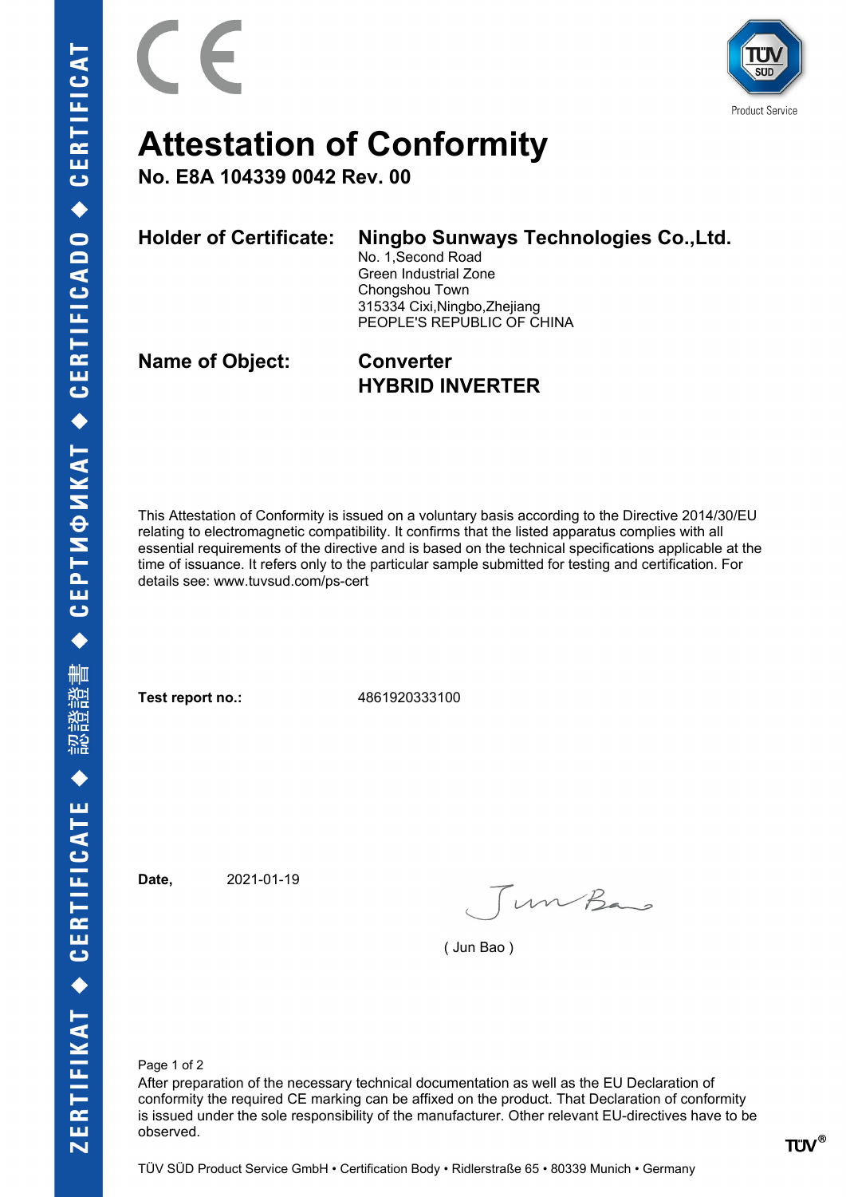# Attestation of Conformity

**No. E8A 104339 0042 Rev. 00**

**Holder of Certificate:** **Ningbo Sunways Technologies Co.,Ltd.**
No. 1,Second Road
Green Industrial Zone
Chongshou Town
315334 Cixi,Ningbo,Zhejiang
PEOPLE'S REPUBLIC OF CHINA

**Name of Object:** **Converter**
**HYBRID INVERTER**

This Attestation of Conformity is issued on a voluntary basis according to the Directive 2014/30/EU relating to electromagnetic compatibility. It confirms that the listed apparatus complies with all essential requirements of the directive and is based on the technical specifications applicable at the time of issuance. It refers only to the particular sample submitted for testing and certification. For details see: www.tuvsud.com/ps-cert

**Test report no.:** 4861920333100

**Date,** 2021-01-19

( Jun Bao )

After preparation of the necessary technical documentation as well as the EU Declaration of conformity the required CE marking can be affixed on the product. That Declaration of conformity is issued under the sole responsibility of the manufacturer. Other relevant EU-directives have to be observed.

TÜV SÜD Product Service GmbH • Certification Body • Ridlerstraße 65 • 80339 Munich • Germany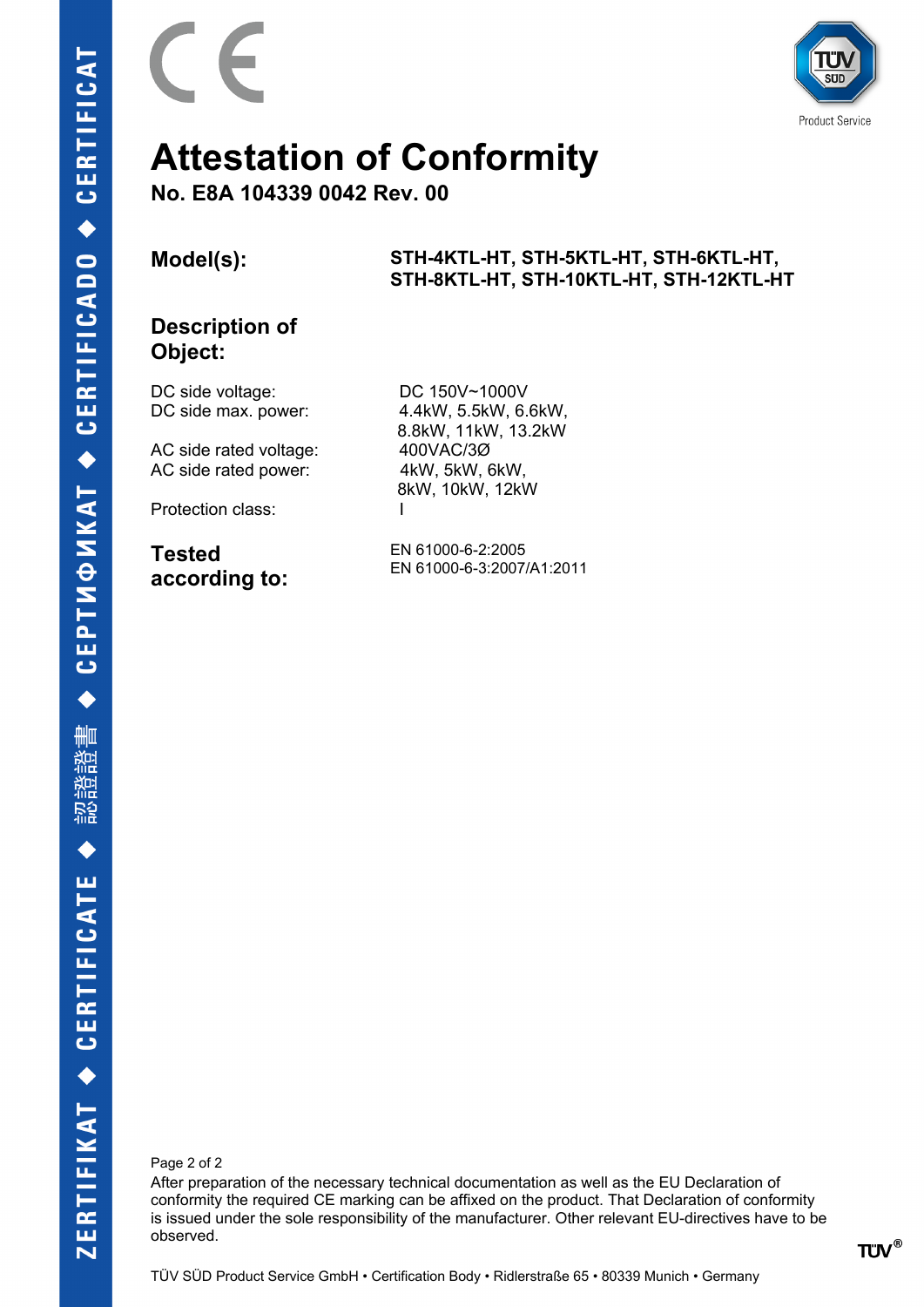# Attestation of Conformity

**No. E8A 104339 0042 Rev. 00**

**Model(s):** **STH-4KTL-HT, STH-5KTL-HT, STH-6KTL-HT, STH-8KTL-HT, STH-10KTL-HT, STH-12KTL-HT**

**Description of Object:**

| | |
|---|---|
| DC side voltage: | DC 150V~1000V |
| DC side max. power: | 4.4kW, 5.5kW, 6.6kW, 8.8kW, 11kW, 13.2kW |
| AC side rated voltage: | 400VAC/3Ø |
| AC side rated power: | 4kW, 5kW, 6kW, 8kW, 10kW, 12kW |
| Protection class: | I |

**Tested according to:**

EN 61000-6-2:2005
EN 61000-6-3:2007/A1:2011

After preparation of the necessary technical documentation as well as the EU Declaration of conformity the required CE marking can be affixed on the product. That Declaration of conformity is issued under the sole responsibility of the manufacturer. Other relevant EU-directives have to be observed.

TÜV SÜD Product Service GmbH • Certification Body • Ridlerstraße 65 • 80339 Munich • Germany